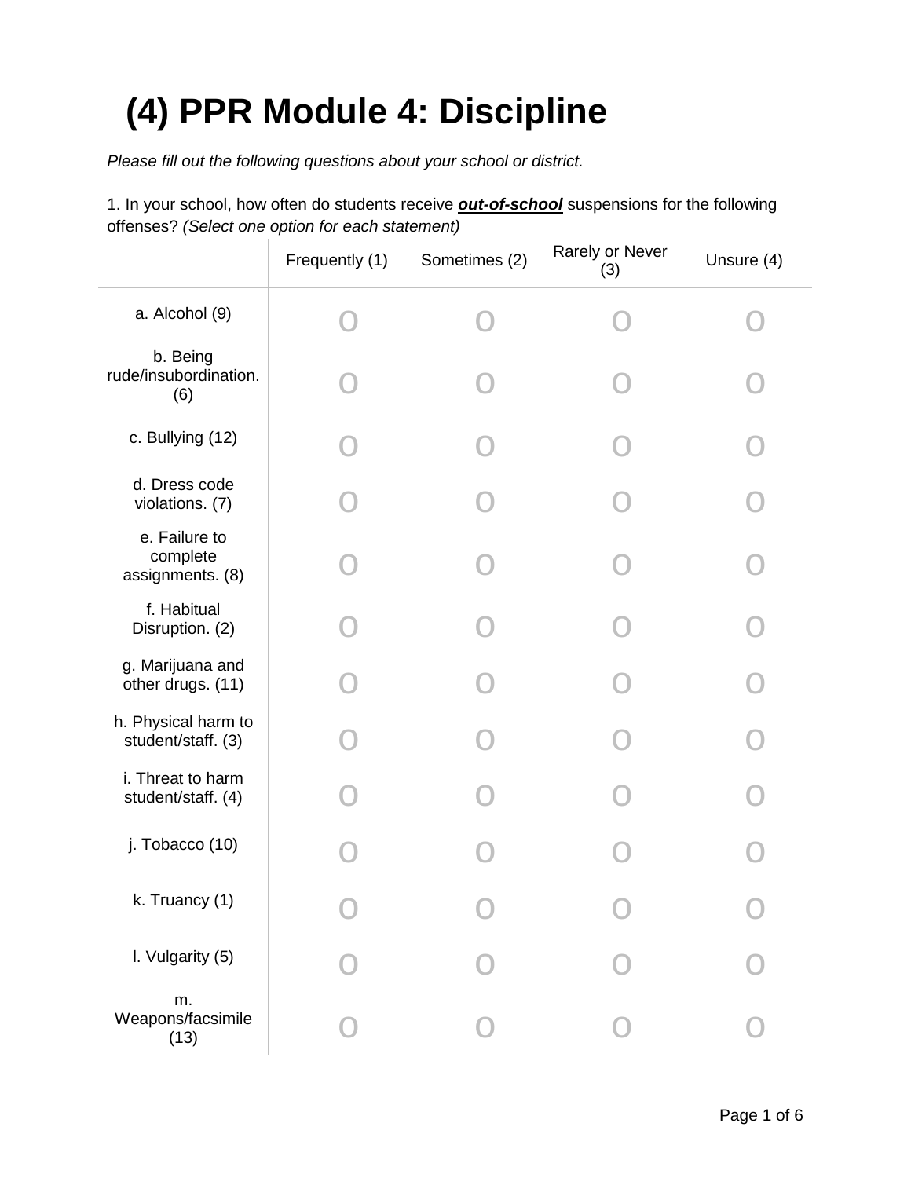# (4) PPR Module 4: Discipline

*Please fill out the following questions about your school or district.*

1. In your school, how often do students receive ***out-of-school*** suspensions for the following offenses? *(Select one option for each statement)*

| | Frequently (1) | Sometimes (2) | Rarely or Never (3) | Unsure (4) |
|---|---|---|---|---|
| a. Alcohol (9) | o | o | o | o |
| b. Being rude/insubordination. (6) | o | o | o | o |
| c. Bullying (12) | o | o | o | o |
| d. Dress code violations. (7) | o | o | o | o |
| e. Failure to complete assignments. (8) | o | o | o | o |
| f. Habitual Disruption. (2) | o | o | o | o |
| g. Marijuana and other drugs. (11) | o | o | o | o |
| h. Physical harm to student/staff. (3) | o | o | o | o |
| i. Threat to harm student/staff. (4) | o | o | o | o |
| j. Tobacco (10) | o | o | o | o |
| k. Truancy (1) | o | o | o | o |
| l. Vulgarity (5) | o | o | o | o |
| m. Weapons/facsimile (13) | o | o | o | o |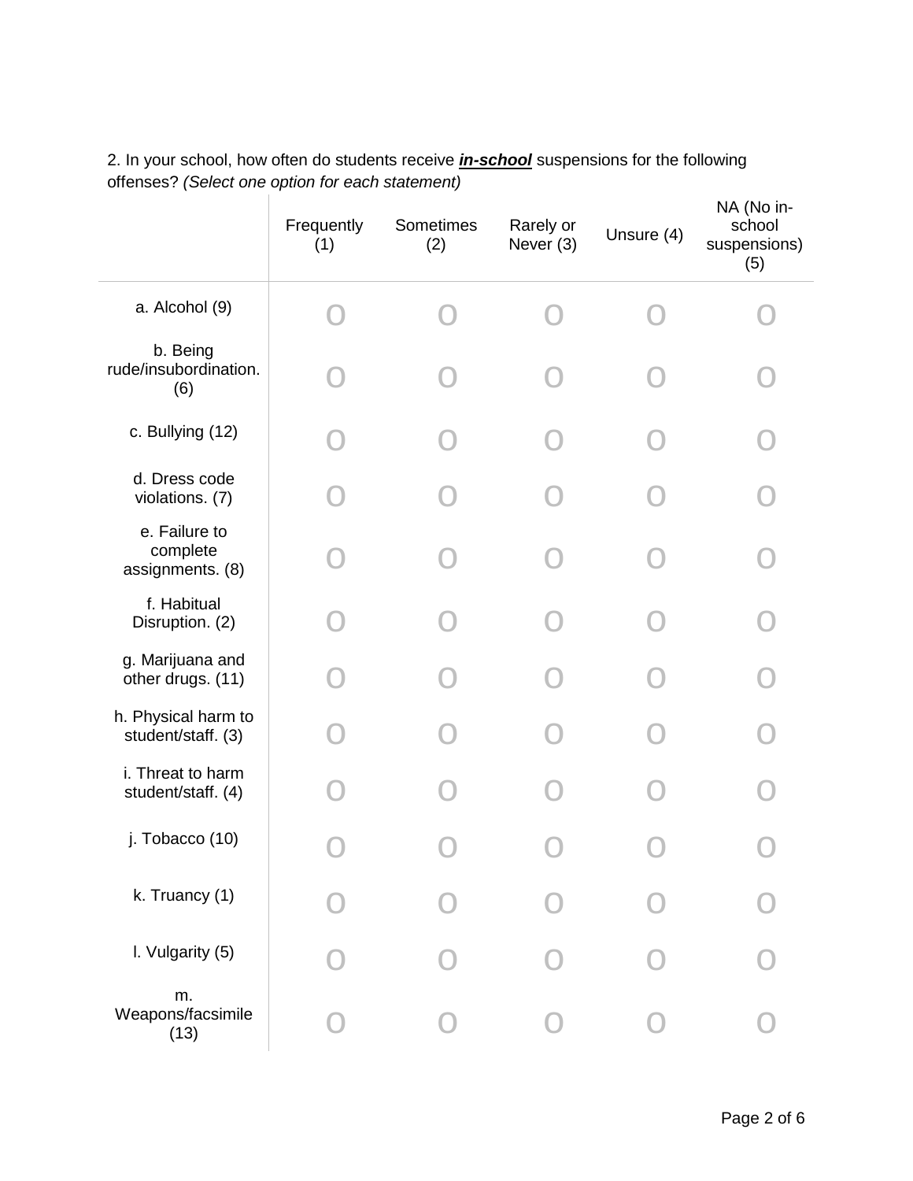2. In your school, how often do students receive ***in-school*** suspensions for the following offenses? *(Select one option for each statement)*

| | Frequently (1) | Sometimes (2) | Rarely or Never (3) | Unsure (4) | NA (No in-school suspensions) (5) |
|---|---|---|---|---|---|
| a. Alcohol (9) | O | O | O | O | O |
| b. Being rude/insubordination. (6) | O | O | O | O | O |
| c. Bullying (12) | O | O | O | O | O |
| d. Dress code violations. (7) | O | O | O | O | O |
| e. Failure to complete assignments. (8) | O | O | O | O | O |
| f. Habitual Disruption. (2) | O | O | O | O | O |
| g. Marijuana and other drugs. (11) | O | O | O | O | O |
| h. Physical harm to student/staff. (3) | O | O | O | O | O |
| i. Threat to harm student/staff. (4) | O | O | O | O | O |
| j. Tobacco (10) | O | O | O | O | O |
| k. Truancy (1) | O | O | O | O | O |
| l. Vulgarity (5) | O | O | O | O | O |
| m. Weapons/facsimile (13) | O | O | O | O | O |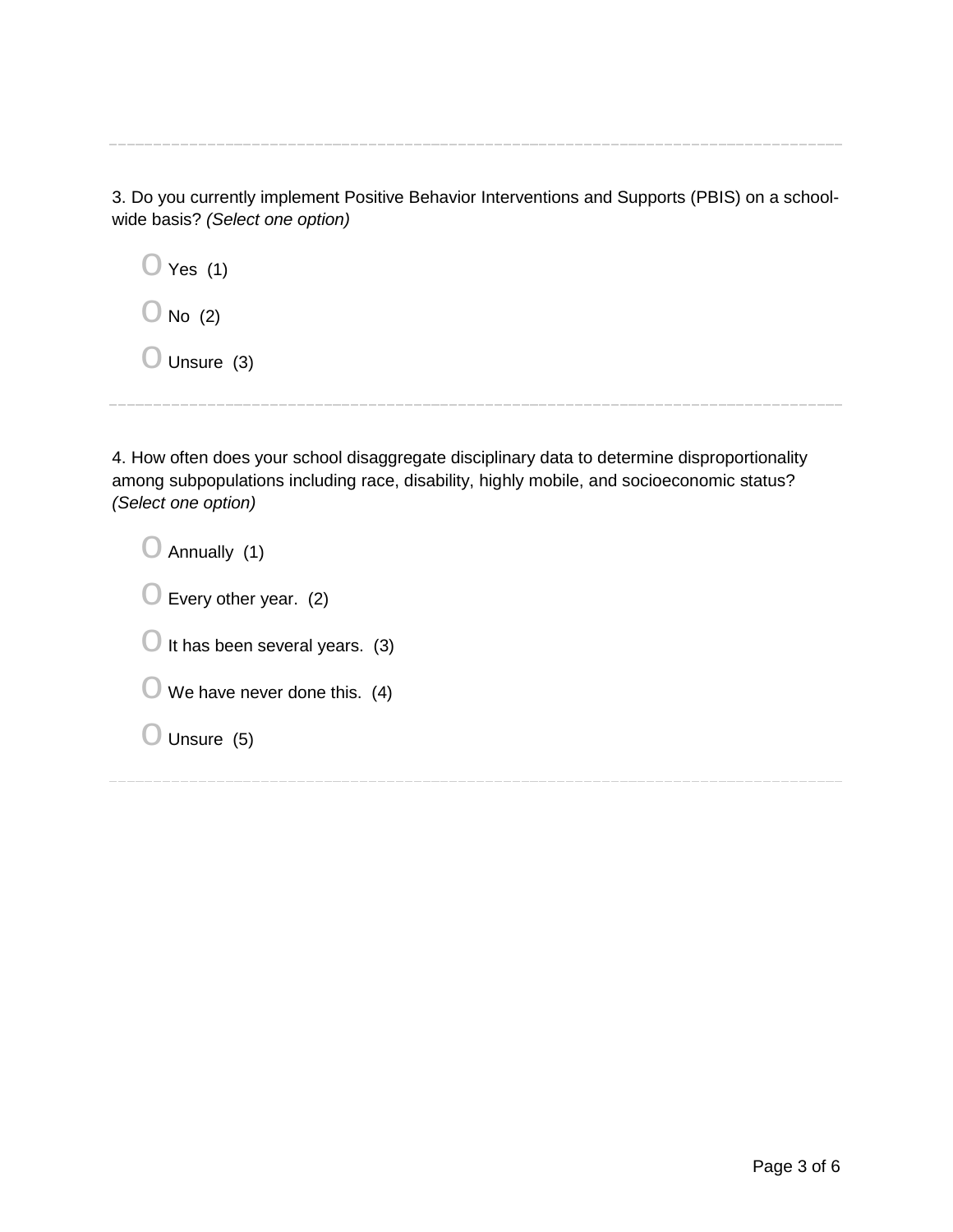3. Do you currently implement Positive Behavior Interventions and Supports (PBIS) on a school-wide basis? *(Select one option)*

- Yes (1)
- No (2)
- Unsure (3)

---

4. How often does your school disaggregate disciplinary data to determine disproportionality among subpopulations including race, disability, highly mobile, and socioeconomic status? *(Select one option)*

- Annually (1)
- Every other year. (2)
- It has been several years. (3)
- We have never done this. (4)
- Unsure (5)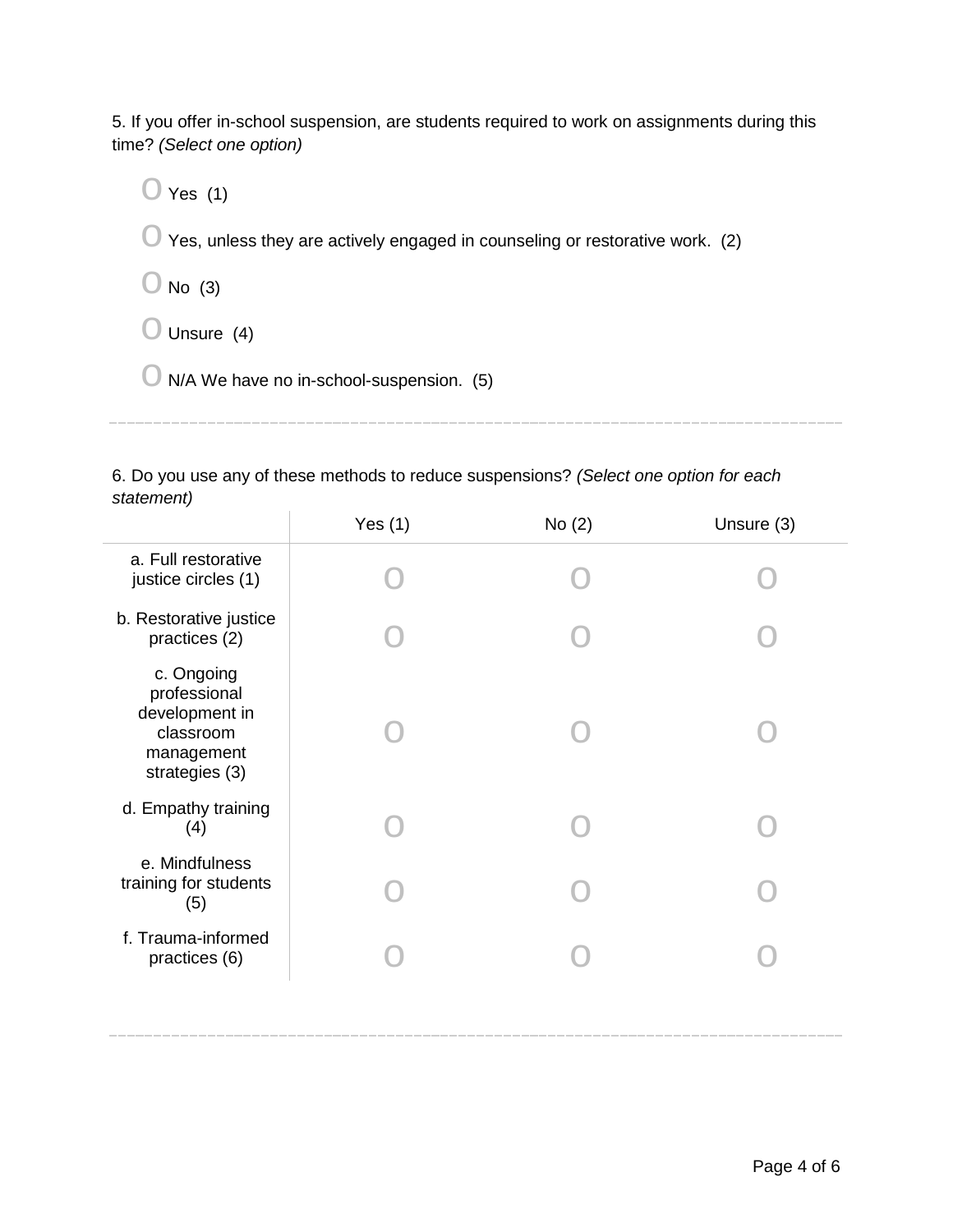5. If you offer in-school suspension, are students required to work on assignments during this time? *(Select one option)*

- O Yes (1)
- O Yes, unless they are actively engaged in counseling or restorative work. (2)
- O No (3)
- O Unsure (4)
- O N/A We have no in-school-suspension. (5)

---

6. Do you use any of these methods to reduce suspensions? *(Select one option for each statement)*

| | Yes (1) | No (2) | Unsure (3) |
|---|---|---|---|
| a. Full restorative justice circles (1) | O | O | O |
| b. Restorative justice practices (2) | O | O | O |
| c. Ongoing professional development in classroom management strategies (3) | O | O | O |
| d. Empathy training (4) | O | O | O |
| e. Mindfulness training for students (5) | O | O | O |
| f. Trauma-informed practices (6) | O | O | O |

---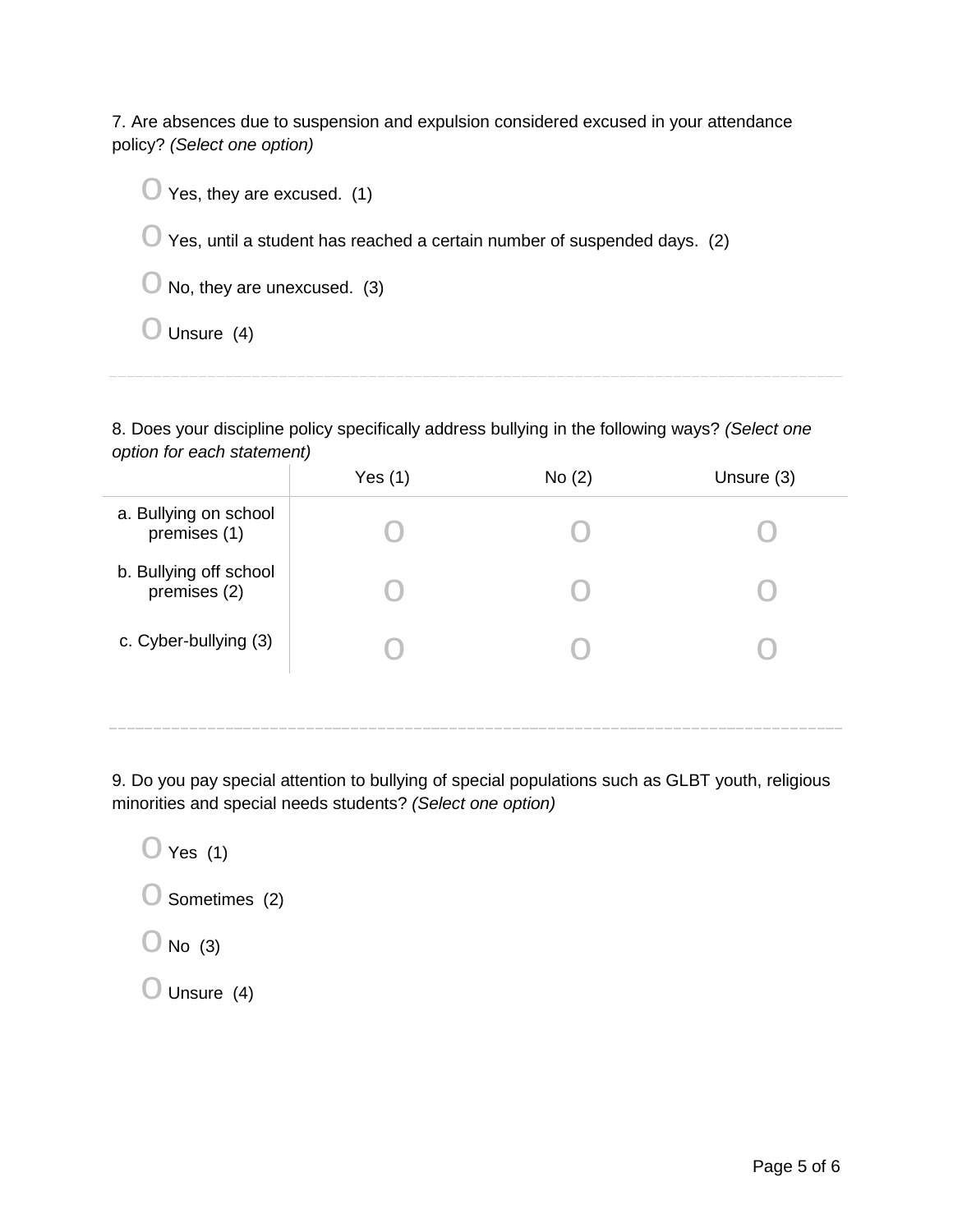7. Are absences due to suspension and expulsion considered excused in your attendance policy? *(Select one option)*

- O Yes, they are excused. (1)
- O Yes, until a student has reached a certain number of suspended days. (2)
- O No, they are unexcused. (3)
- O Unsure (4)

---

8. Does your discipline policy specifically address bullying in the following ways? *(Select one option for each statement)*

| | Yes (1) | No (2) | Unsure (3) |
|---|---|---|---|
| a. Bullying on school premises (1) | O | O | O |
| b. Bullying off school premises (2) | O | O | O |
| c. Cyber-bullying (3) | O | O | O |

---

9. Do you pay special attention to bullying of special populations such as GLBT youth, religious minorities and special needs students? *(Select one option)*

- O Yes (1)
- O Sometimes (2)
- O No (3)
- O Unsure (4)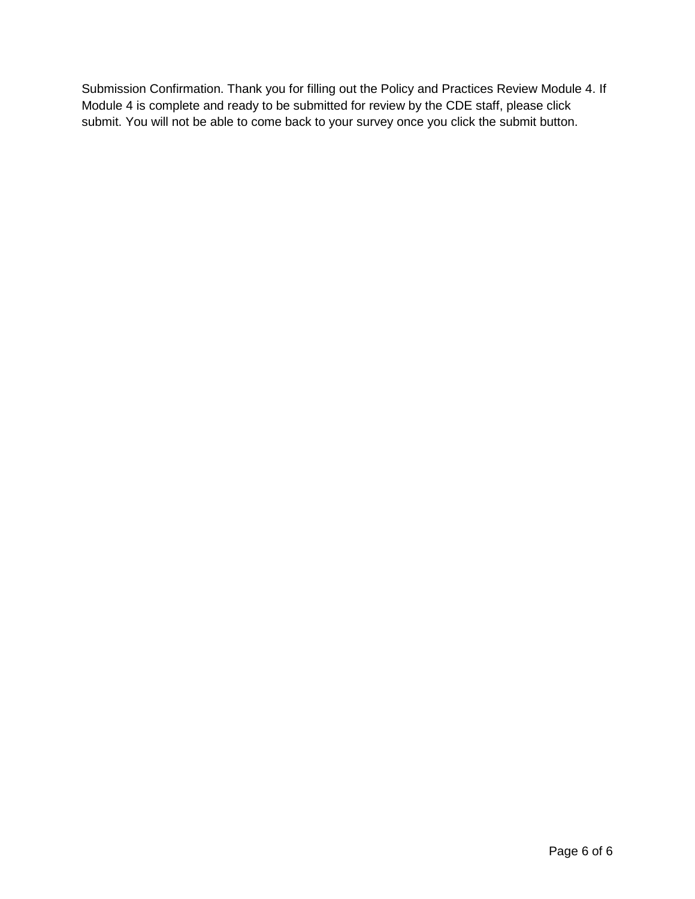Submission Confirmation. Thank you for filling out the Policy and Practices Review Module 4. If Module 4 is complete and ready to be submitted for review by the CDE staff, please click submit. You will not be able to come back to your survey once you click the submit button.